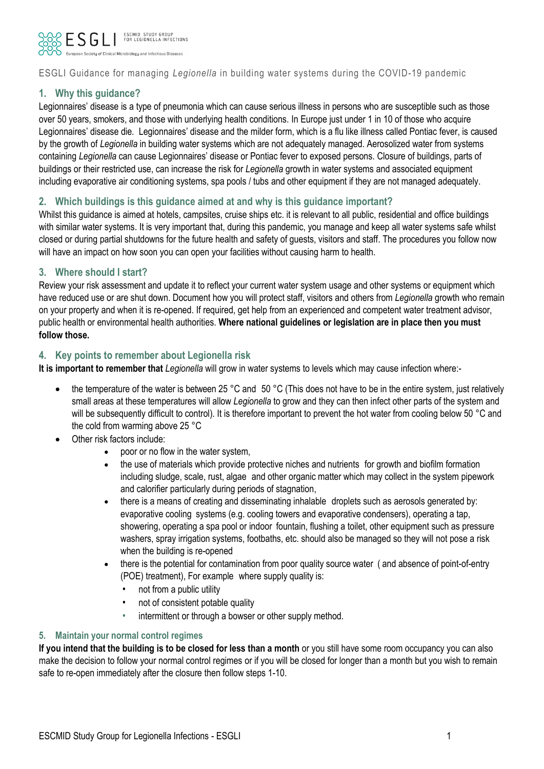ESGLI Guidance for managing *Legionella* in building water systems during the COVID-19 pandemic

## 1. Why this guidance?

Legionnaires' disease is a type of pneumonia which can cause serious illness in persons who are susceptible such as those over 50 years, smokers, and those with underlying health conditions. In Europe just under 1 in 10 of those who acquire Legionnaires' disease die. Legionnaires' disease and the milder form, which is a flu like illness called Pontiac fever, is caused by the growth of *Legionella* in building water systems which are not adequately managed. Aerosolized water from systems containing *Legionella* can cause Legionnaires' disease or Pontiac fever to exposed persons. Closure of buildings, parts of buildings or their restricted use, can increase the risk for *Legionella* growth in water systems and associated equipment including evaporative air conditioning systems, spa pools / tubs and other equipment if they are not managed adequately.

## 2. Which buildings is this guidance aimed at and why is this guidance important?

Whilst this guidance is aimed at hotels, campsites, cruise ships etc. it is relevant to all public, residential and office buildings with similar water systems. It is very important that, during this pandemic, you manage and keep all water systems safe whilst closed or during partial shutdowns for the future health and safety of guests, visitors and staff. The procedures you follow now will have an impact on how soon you can open your facilities without causing harm to health.

## 3. Where should I start?

Review your risk assessment and update it to reflect your current water system usage and other systems or equipment which have reduced use or are shut down. Document how you will protect staff, visitors and others from *Legionella* growth who remain on your property and when it is re-opened. If required, get help from an experienced and competent water treatment advisor, public health or environmental health authorities. **Where national guidelines or legislation are in place then you must follow those.**

## 4. Key points to remember about Legionella risk

**It is important to remember that** *Legionella* will grow in water systems to levels which may cause infection where:-

- the temperature of the water is between 25 °C and 50 °C (This does not have to be in the entire system, just relatively small areas at these temperatures will allow *Legionella* to grow and they can then infect other parts of the system and will be subsequently difficult to control). It is therefore important to prevent the hot water from cooling below 50 °C and the cold from warming above 25 °C
- Other risk factors include:
    - poor or no flow in the water system,
    - the use of materials which provide protective niches and nutrients for growth and biofilm formation including sludge, scale, rust, algae and other organic matter which may collect in the system pipework and calorifier particularly during periods of stagnation,
    - there is a means of creating and disseminating inhalable droplets such as aerosols generated by: evaporative cooling systems (e.g. cooling towers and evaporative condensers), operating a tap, showering, operating a spa pool or indoor fountain, flushing a toilet, other equipment such as pressure washers, spray irrigation systems, footbaths, etc. should also be managed so they will not pose a risk when the building is re-opened
    - there is the potential for contamination from poor quality source water ( and absence of point-of-entry (POE) treatment), For example where supply quality is:
        - not from a public utility
        - not of consistent potable quality
        - intermittent or through a bowser or other supply method.

## 5. Maintain your normal control regimes

**If you intend that the building is to be closed for less than a month** or you still have some room occupancy you can also make the decision to follow your normal control regimes or if you will be closed for longer than a month but you wish to remain safe to re-open immediately after the closure then follow steps 1-10.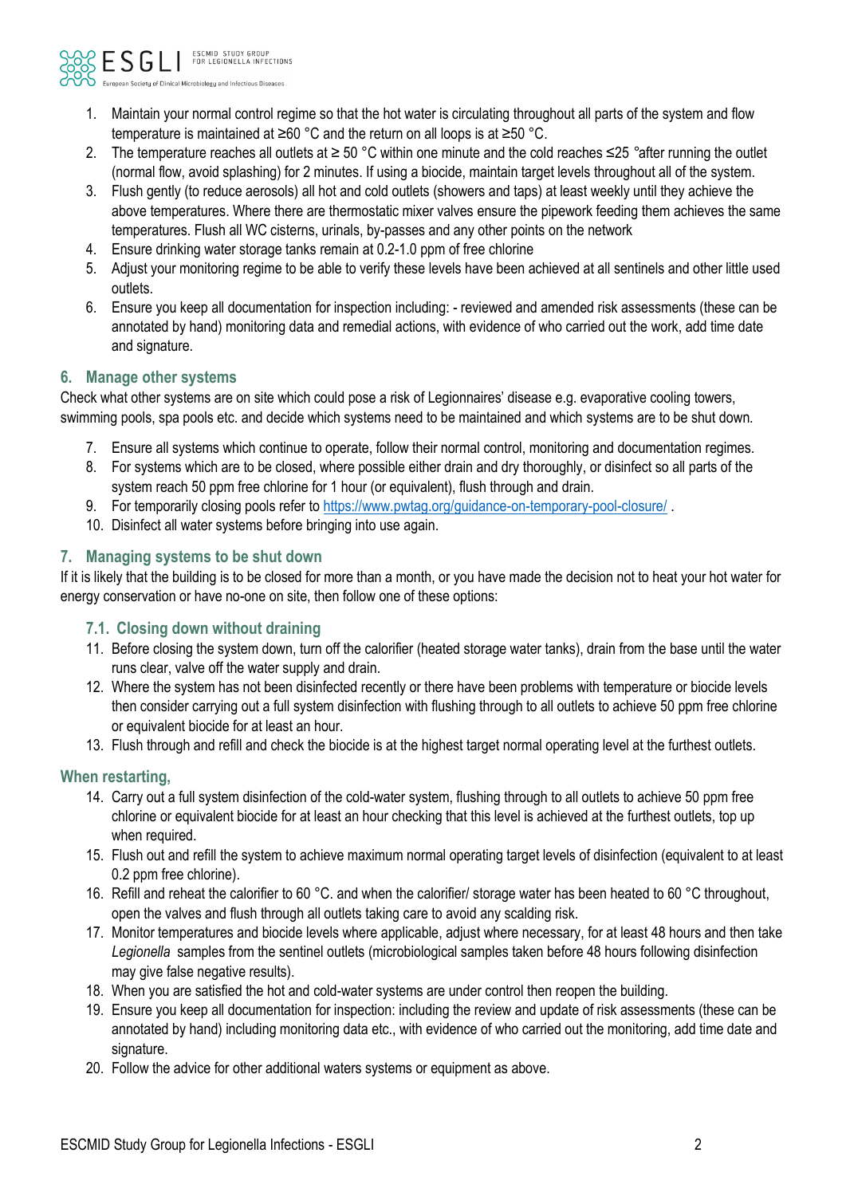1. Maintain your normal control regime so that the hot water is circulating throughout all parts of the system and flow temperature is maintained at ≥60 °C and the return on all loops is at ≥50 °C.
2. The temperature reaches all outlets at ≥ 50 °C within one minute and the cold reaches ≤25 °after running the outlet (normal flow, avoid splashing) for 2 minutes. If using a biocide, maintain target levels throughout all of the system.
3. Flush gently (to reduce aerosols) all hot and cold outlets (showers and taps) at least weekly until they achieve the above temperatures. Where there are thermostatic mixer valves ensure the pipework feeding them achieves the same temperatures. Flush all WC cisterns, urinals, by-passes and any other points on the network
4. Ensure drinking water storage tanks remain at 0.2-1.0 ppm of free chlorine
5. Adjust your monitoring regime to be able to verify these levels have been achieved at all sentinels and other little used outlets.
6. Ensure you keep all documentation for inspection including: - reviewed and amended risk assessments (these can be annotated by hand) monitoring data and remedial actions, with evidence of who carried out the work, add time date and signature.

## 6. Manage other systems

Check what other systems are on site which could pose a risk of Legionnaires' disease e.g. evaporative cooling towers, swimming pools, spa pools etc. and decide which systems need to be maintained and which systems are to be shut down.

7. Ensure all systems which continue to operate, follow their normal control, monitoring and documentation regimes.
8. For systems which are to be closed, where possible either drain and dry thoroughly, or disinfect so all parts of the system reach 50 ppm free chlorine for 1 hour (or equivalent), flush through and drain.
9. For temporarily closing pools refer to https://www.pwtag.org/guidance-on-temporary-pool-closure/ .
10. Disinfect all water systems before bringing into use again.

## 7. Managing systems to be shut down

If it is likely that the building is to be closed for more than a month, or you have made the decision not to heat your hot water for energy conservation or have no-one on site, then follow one of these options:

### 7.1. Closing down without draining

11. Before closing the system down, turn off the calorifier (heated storage water tanks), drain from the base until the water runs clear, valve off the water supply and drain.
12. Where the system has not been disinfected recently or there have been problems with temperature or biocide levels then consider carrying out a full system disinfection with flushing through to all outlets to achieve 50 ppm free chlorine or equivalent biocide for at least an hour.
13. Flush through and refill and check the biocide is at the highest target normal operating level at the furthest outlets.

### When restarting,

14. Carry out a full system disinfection of the cold-water system, flushing through to all outlets to achieve 50 ppm free chlorine or equivalent biocide for at least an hour checking that this level is achieved at the furthest outlets, top up when required.
15. Flush out and refill the system to achieve maximum normal operating target levels of disinfection (equivalent to at least 0.2 ppm free chlorine).
16. Refill and reheat the calorifier to 60 °C. and when the calorifier/ storage water has been heated to 60 °C throughout, open the valves and flush through all outlets taking care to avoid any scalding risk.
17. Monitor temperatures and biocide levels where applicable, adjust where necessary, for at least 48 hours and then take *Legionella* samples from the sentinel outlets (microbiological samples taken before 48 hours following disinfection may give false negative results).
18. When you are satisfied the hot and cold-water systems are under control then reopen the building.
19. Ensure you keep all documentation for inspection: including the review and update of risk assessments (these can be annotated by hand) including monitoring data etc., with evidence of who carried out the monitoring, add time date and signature.
20. Follow the advice for other additional waters systems or equipment as above.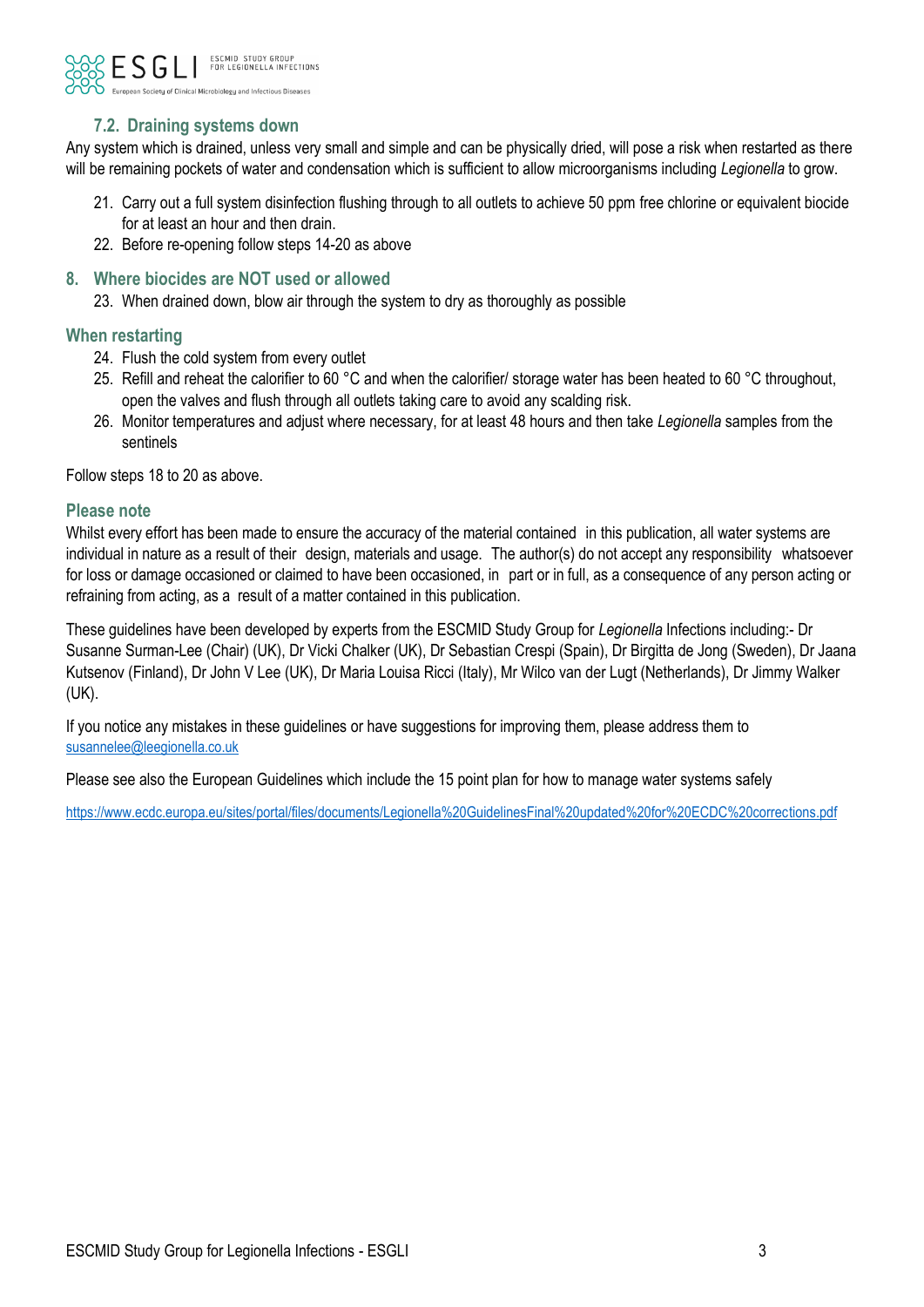### 7.2. Draining systems down

Any system which is drained, unless very small and simple and can be physically dried, will pose a risk when restarted as there will be remaining pockets of water and condensation which is sufficient to allow microorganisms including *Legionella* to grow.

21. Carry out a full system disinfection flushing through to all outlets to achieve 50 ppm free chlorine or equivalent biocide for at least an hour and then drain.
22. Before re-opening follow steps 14-20 as above

## 8. Where biocides are NOT used or allowed

23. When drained down, blow air through the system to dry as thoroughly as possible

### When restarting

24. Flush the cold system from every outlet
25. Refill and reheat the calorifier to 60 °C and when the calorifier/ storage water has been heated to 60 °C throughout, open the valves and flush through all outlets taking care to avoid any scalding risk.
26. Monitor temperatures and adjust where necessary, for at least 48 hours and then take *Legionella* samples from the sentinels

Follow steps 18 to 20 as above.

### Please note

Whilst every effort has been made to ensure the accuracy of the material contained in this publication, all water systems are individual in nature as a result of their design, materials and usage. The author(s) do not accept any responsibility whatsoever for loss or damage occasioned or claimed to have been occasioned, in part or in full, as a consequence of any person acting or refraining from acting, as a result of a matter contained in this publication.

These guidelines have been developed by experts from the ESCMID Study Group for *Legionella* Infections including:- Dr Susanne Surman-Lee (Chair) (UK), Dr Vicki Chalker (UK), Dr Sebastian Crespi (Spain), Dr Birgitta de Jong (Sweden), Dr Jaana Kutsenov (Finland), Dr John V Lee (UK), Dr Maria Louisa Ricci (Italy), Mr Wilco van der Lugt (Netherlands), Dr Jimmy Walker (UK).

If you notice any mistakes in these guidelines or have suggestions for improving them, please address them to susannelee@leegionella.co.uk

Please see also the European Guidelines which include the 15 point plan for how to manage water systems safely

https://www.ecdc.europa.eu/sites/portal/files/documents/Legionella%20GuidelinesFinal%20updated%20for%20ECDC%20corrections.pdf